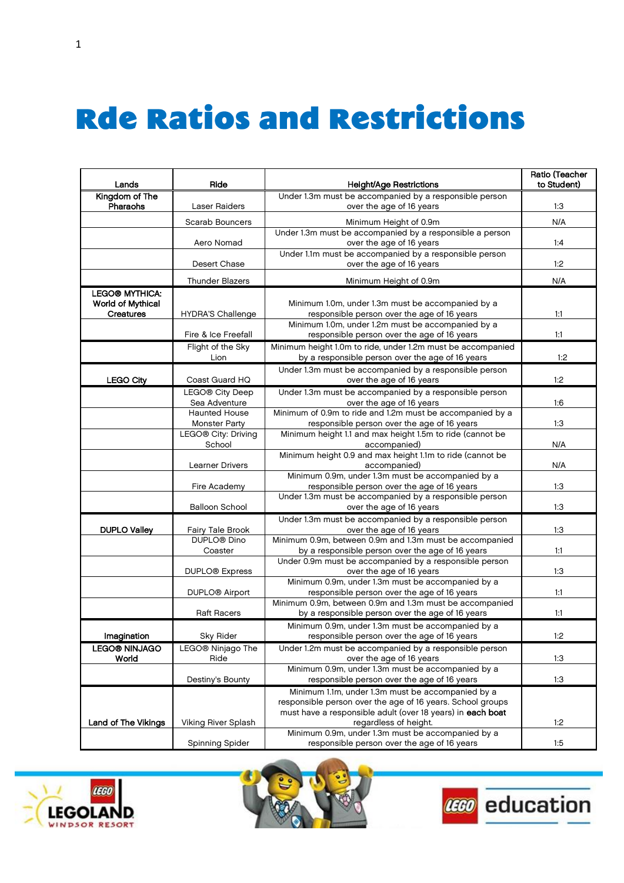# Rde Ratios and Restrictions

| Lands | Ride | Height/Age Restrictions | Ratio (Teacher to Student) |
|---|---|---|---|
| Kingdom of The Pharaohs | Laser Raiders | Under 1.3m must be accompanied by a responsible person over the age of 16 years | 1:3 |
| | Scarab Bouncers | Minimum Height of 0.9m | N/A |
| | Aero Nomad | Under 1.3m must be accompanied by a responsible a person over the age of 16 years | 1:4 |
| | Desert Chase | Under 1.1m must be accompanied by a responsible person over the age of 16 years | 1:2 |
| | Thunder Blazers | Minimum Height of 0.9m | N/A |
| LEGO® MYTHICA: World of Mythical Creatures | HYDRA'S Challenge | Minimum 1.0m, under 1.3m must be accompanied by a responsible person over the age of 16 years | 1:1 |
| | Fire & Ice Freefall | Minimum 1.0m, under 1.2m must be accompanied by a responsible person over the age of 16 years | 1:1 |
| | Flight of the Sky Lion | Minimum height 1.0m to ride, under 1.2m must be accompanied by a responsible person over the age of 16 years | 1:2 |
| LEGO City | Coast Guard HQ | Under 1.3m must be accompanied by a responsible person over the age of 16 years | 1:2 |
| | LEGO® City Deep Sea Adventure | Under 1.3m must be accompanied by a responsible person over the age of 16 years | 1:6 |
| | Haunted House Monster Party | Minimum of 0.9m to ride and 1.2m must be accompanied by a responsible person over the age of 16 years | 1:3 |
| | LEGO® City: Driving School | Minimum height 1.1 and max height 1.5m to ride (cannot be accompanied) | N/A |
| | Learner Drivers | Minimum height 0.9 and max height 1.1m to ride (cannot be accompanied) | N/A |
| | Fire Academy | Minimum 0.9m, under 1.3m must be accompanied by a responsible person over the age of 16 years | 1:3 |
| | Balloon School | Under 1.3m must be accompanied by a responsible person over the age of 16 years | 1:3 |
| DUPLO Valley | Fairy Tale Brook | Under 1.3m must be accompanied by a responsible person over the age of 16 years | 1:3 |
| | DUPLO® Dino Coaster | Minimum 0.9m, between 0.9m and 1.3m must be accompanied by a responsible person over the age of 16 years | 1:1 |
| | DUPLO® Express | Under 0.9m must be accompanied by a responsible person over the age of 16 years | 1:3 |
| | DUPLO® Airport | Minimum 0.9m, under 1.3m must be accompanied by a responsible person over the age of 16 years | 1:1 |
| | Raft Racers | Minimum 0.9m, between 0.9m and 1.3m must be accompanied by a responsible person over the age of 16 years | 1:1 |
| Imagination | Sky Rider | Minimum 0.9m, under 1.3m must be accompanied by a responsible person over the age of 16 years | 1:2 |
| LEGO® NINJAGO World | LEGO® Ninjago The Ride | Under 1.2m must be accompanied by a responsible person over the age of 16 years | 1:3 |
| | Destiny's Bounty | Minimum 0.9m, under 1.3m must be accompanied by a responsible person over the age of 16 years | 1:3 |
| Land of The Vikings | Viking River Splash | Minimum 1.1m, under 1.3m must be accompanied by a responsible person over the age of 16 years. School groups must have a responsible adult (over 18 years) in **each boat** regardless of height. | 1:2 |
| | Spinning Spider | Minimum 0.9m, under 1.3m must be accompanied by a responsible person over the age of 16 years | 1:5 |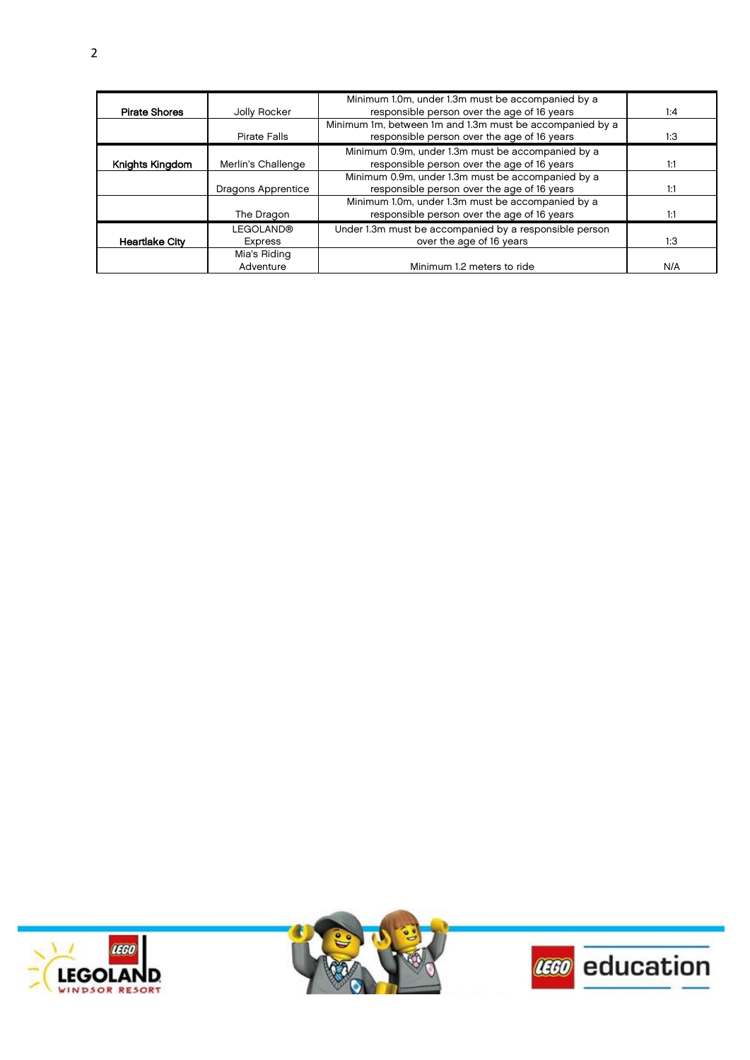| | | | |
|---|---|---|---|
| **Pirate Shores** | Jolly Rocker | Minimum 1.0m, under 1.3m must be accompanied by a responsible person over the age of 16 years | 1:4 |
| | Pirate Falls | Minimum 1m, between 1m and 1.3m must be accompanied by a responsible person over the age of 16 years | 1:3 |
| **Knights Kingdom** | Merlin's Challenge | Minimum 0.9m, under 1.3m must be accompanied by a responsible person over the age of 16 years | 1:1 |
| | Dragons Apprentice | Minimum 0.9m, under 1.3m must be accompanied by a responsible person over the age of 16 years | 1:1 |
| | The Dragon | Minimum 1.0m, under 1.3m must be accompanied by a responsible person over the age of 16 years | 1:1 |
| **Heartlake City** | LEGOLAND® Express | Under 1.3m must be accompanied by a responsible person over the age of 16 years | 1:3 |
| | Mia's Riding Adventure | Minimum 1.2 meters to ride | N/A |